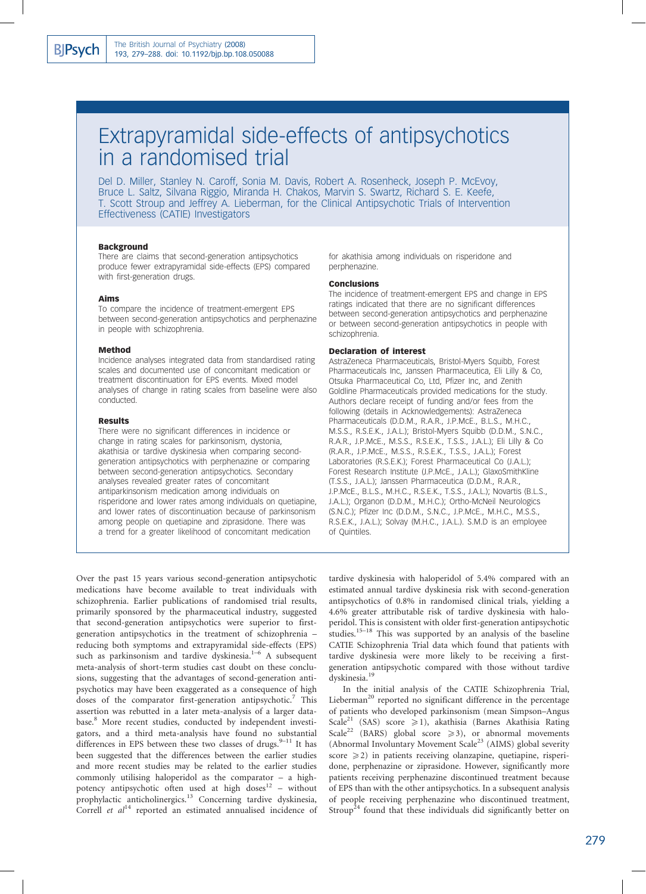# Extrapyramidal side-effects of antipsychotics in a randomised trial

Del D. Miller, Stanley N. Caroff, Sonia M. Davis, Robert A. Rosenheck, Joseph P. McEvoy, Bruce L. Saltz, Silvana Riggio, Miranda H. Chakos, Marvin S. Swartz, Richard S. E. Keefe, T. Scott Stroup and Jeffrey A. Lieberman, for the Clinical Antipsychotic Trials of Intervention Effectiveness (CATIE) Investigators

### Background

There are claims that second-generation antipsychotics produce fewer extrapyramidal side-effects (EPS) compared with first-generation drugs.

### Aims

To compare the incidence of treatment-emergent EPS between second-generation antipsychotics and perphenazine in people with schizophrenia.

### Method

Incidence analyses integrated data from standardised rating scales and documented use of concomitant medication or treatment discontinuation for EPS events. Mixed model analyses of change in rating scales from baseline were also conducted.

### Results

There were no significant differences in incidence or change in rating scales for parkinsonism, dystonia, akathisia or tardive dyskinesia when comparing second-generation antipsychotics with perphenazine or comparing between second-generation antipsychotics. Secondary analyses revealed greater rates of concomitant antiparkinsonism medication among individuals on risperidone and lower rates among individuals on quetiapine, and lower rates of discontinuation because of parkinsonism among people on quetiapine and ziprasidone. There was a trend for a greater likelihood of concomitant medication for akathisia among individuals on risperidone and perphenazine.

### Conclusions

The incidence of treatment-emergent EPS and change in EPS ratings indicated that there are no significant differences between second-generation antipsychotics and perphenazine or between second-generation antipsychotics in people with schizophrenia.

### Declaration of interest

AstraZeneca Pharmaceuticals, Bristol-Myers Squibb, Forest Pharmaceuticals Inc, Janssen Pharmaceutica, Eli Lilly & Co, Otsuka Pharmaceutical Co, Ltd, Pfizer Inc, and Zenith Goldline Pharmaceuticals provided medications for the study. Authors declare receipt of funding and/or fees from the following (details in Acknowledgements): AstraZeneca Pharmaceuticals (D.D.M., R.A.R., J.P.McE., B.L.S., M.H.C., M.S.S., R.S.E.K., J.A.L.); Bristol-Myers Squibb (D.D.M., S.N.C., R.A.R., J.P.McE., M.S.S., R.S.E.K., T.S.S., J.A.L.); Eli Lilly & Co (R.A.R., J.P.McE., M.S.S., R.S.E.K., T.S.S., J.A.L.); Forest Laboratories (R.S.E.K.); Forest Pharmaceutical Co (J.A.L.); Forest Research Institute (J.P.McE., J.A.L.); GlaxoSmithKline (T.S.S., J.A.L.); Janssen Pharmaceutica (D.D.M., R.A.R., J.P.McE., B.L.S., M.H.C., R.S.E.K., T.S.S., J.A.L.); Novartis (B.L.S., J.A.L.); Organon (D.D.M., M.H.C.); Ortho-McNeil Neurologics (S.N.C.); Pfizer Inc (D.D.M., S.N.C., J.P.McE., M.H.C., M.S.S., R.S.E.K., J.A.L.); Solvay (M.H.C., J.A.L.). S.M.D is an employee of Quintiles.

Over the past 15 years various second-generation antipsychotic medications have become available to treat individuals with schizophrenia. Earlier publications of randomised trial results, primarily sponsored by the pharmaceutical industry, suggested that second-generation antipsychotics were superior to first-generation antipsychotics in the treatment of schizophrenia – reducing both symptoms and extrapyramidal side-effects (EPS) such as parkinsonism and tardive dyskinesia.[1–6] A subsequent meta-analysis of short-term studies cast doubt on these conclusions, suggesting that the advantages of second-generation antipsychotics may have been exaggerated as a consequence of high doses of the comparator first-generation antipsychotic.[7] This assertion was rebutted in a later meta-analysis of a larger database.[8] More recent studies, conducted by independent investigators, and a third meta-analysis have found no substantial differences in EPS between these two classes of drugs.[9–11] It has been suggested that the differences between the earlier studies and more recent studies may be related to the earlier studies commonly utilising haloperidol as the comparator – a high-potency antipsychotic often used at high doses[12] – without prophylactic anticholinergics.[13] Concerning tardive dyskinesia, Correll *et al*[14] reported an estimated annualised incidence of tardive dyskinesia with haloperidol of 5.4% compared with an estimated annual tardive dyskinesia risk with second-generation antipsychotics of 0.8% in randomised clinical trials, yielding a 4.6% greater attributable risk of tardive dyskinesia with haloperidol. This is consistent with older first-generation antipsychotic studies.[15–18] This was supported by an analysis of the baseline CATIE Schizophrenia Trial data which found that patients with tardive dyskinesia were more likely to be receiving a first-generation antipsychotic compared with those without tardive dyskinesia.[19]

In the initial analysis of the CATIE Schizophrenia Trial, Lieberman[20] reported no significant difference in the percentage of patients who developed parkinsonism (mean Simpson–Angus Scale[21] (SAS) score $\geqslant 1$), akathisia (Barnes Akathisia Rating Scale[22] (BARS) global score $\geqslant 3$), or abnormal movements (Abnormal Involuntary Movement Scale[23] (AIMS) global severity score $\geqslant 2$) in patients receiving olanzapine, quetiapine, risperidone, perphenazine or ziprasidone. However, significantly more patients receiving perphenazine discontinued treatment because of EPS than with the other antipsychotics. In a subsequent analysis of people receiving perphenazine who discontinued treatment, Stroup[24] found that these individuals did significantly better on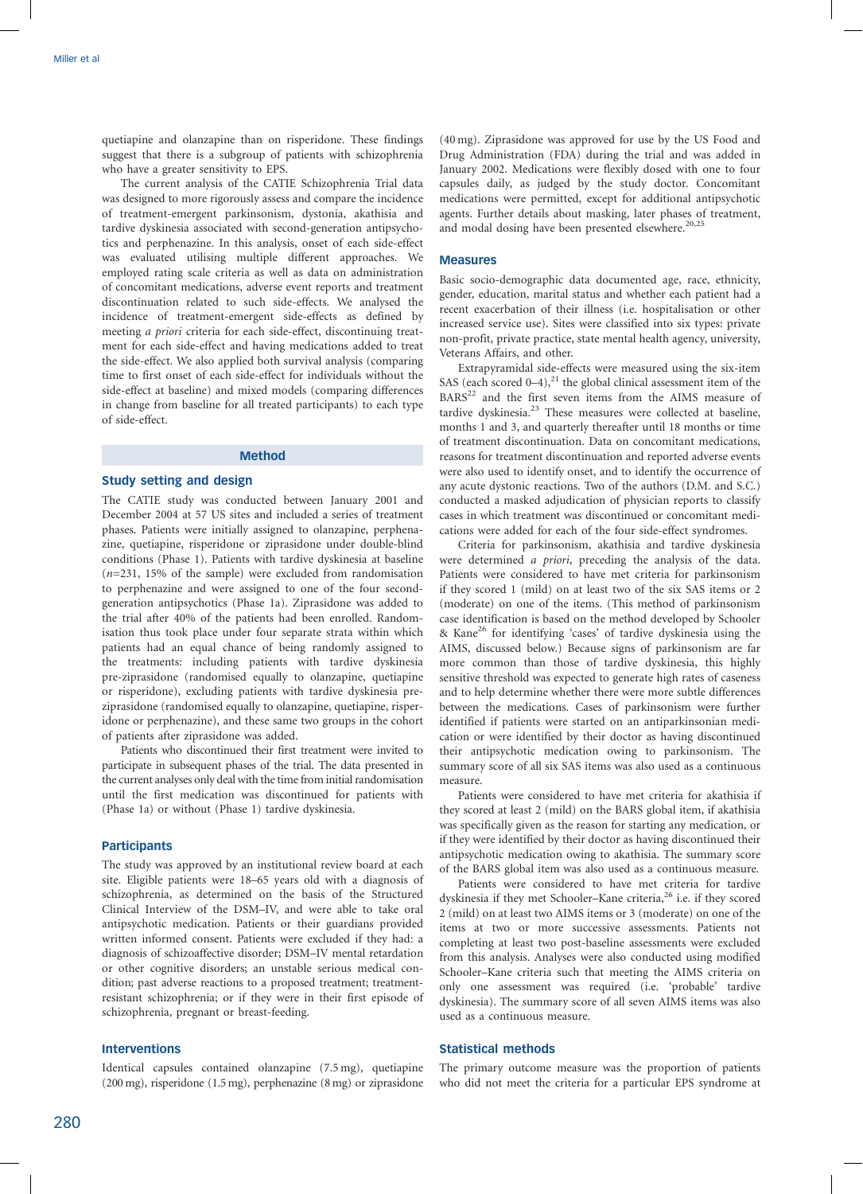quetiapine and olanzapine than on risperidone. These findings suggest that there is a subgroup of patients with schizophrenia who have a greater sensitivity to EPS.

The current analysis of the CATIE Schizophrenia Trial data was designed to more rigorously assess and compare the incidence of treatment-emergent parkinsonism, dystonia, akathisia and tardive dyskinesia associated with second-generation antipsychotics and perphenazine. In this analysis, onset of each side-effect was evaluated utilising multiple different approaches. We employed rating scale criteria as well as data on administration of concomitant medications, adverse event reports and treatment discontinuation related to such side-effects. We analysed the incidence of treatment-emergent side-effects as defined by meeting *a priori* criteria for each side-effect, discontinuing treatment for each side-effect and having medications added to treat the side-effect. We also applied both survival analysis (comparing time to first onset of each side-effect for individuals without the side-effect at baseline) and mixed models (comparing differences in change from baseline for all treated participants) to each type of side-effect.

## Method

### Study setting and design

The CATIE study was conducted between January 2001 and December 2004 at 57 US sites and included a series of treatment phases. Patients were initially assigned to olanzapine, perphenazine, quetiapine, risperidone or ziprasidone under double-blind conditions (Phase 1). Patients with tardive dyskinesia at baseline ($n$=231, 15% of the sample) were excluded from randomisation to perphenazine and were assigned to one of the four second-generation antipsychotics (Phase 1a). Ziprasidone was added to the trial after 40% of the patients had been enrolled. Randomisation thus took place under four separate strata within which patients had an equal chance of being randomly assigned to the treatments: including patients with tardive dyskinesia pre-ziprasidone (randomised equally to olanzapine, quetiapine or risperidone), excluding patients with tardive dyskinesia pre-ziprasidone (randomised equally to olanzapine, quetiapine, risperidone or perphenazine), and these same two groups in the cohort of patients after ziprasidone was added.

Patients who discontinued their first treatment were invited to participate in subsequent phases of the trial. The data presented in the current analyses only deal with the time from initial randomisation until the first medication was discontinued for patients with (Phase 1a) or without (Phase 1) tardive dyskinesia.

### Participants

The study was approved by an institutional review board at each site. Eligible patients were 18–65 years old with a diagnosis of schizophrenia, as determined on the basis of the Structured Clinical Interview of the DSM–IV, and were able to take oral antipsychotic medication. Patients or their guardians provided written informed consent. Patients were excluded if they had: a diagnosis of schizoaffective disorder; DSM–IV mental retardation or other cognitive disorders; an unstable serious medical condition; past adverse reactions to a proposed treatment; treatment-resistant schizophrenia; or if they were in their first episode of schizophrenia, pregnant or breast-feeding.

### Interventions

Identical capsules contained olanzapine (7.5 mg), quetiapine (200 mg), risperidone (1.5 mg), perphenazine (8 mg) or ziprasidone (40 mg). Ziprasidone was approved for use by the US Food and Drug Administration (FDA) during the trial and was added in January 2002. Medications were flexibly dosed with one to four capsules daily, as judged by the study doctor. Concomitant medications were permitted, except for additional antipsychotic agents. Further details about masking, later phases of treatment, and modal dosing have been presented elsewhere.[20,25]

### Measures

Basic socio-demographic data documented age, race, ethnicity, gender, education, marital status and whether each patient had a recent exacerbation of their illness (i.e. hospitalisation or other increased service use). Sites were classified into six types: private non-profit, private practice, state mental health agency, university, Veterans Affairs, and other.

Extrapyramidal side-effects were measured using the six-item SAS (each scored 0–4),[21] the global clinical assessment item of the BARS[22] and the first seven items from the AIMS measure of tardive dyskinesia.[23] These measures were collected at baseline, months 1 and 3, and quarterly thereafter until 18 months or time of treatment discontinuation. Data on concomitant medications, reasons for treatment discontinuation and reported adverse events were also used to identify onset, and to identify the occurrence of any acute dystonic reactions. Two of the authors (D.M. and S.C.) conducted a masked adjudication of physician reports to classify cases in which treatment was discontinued or concomitant medications were added for each of the four side-effect syndromes.

Criteria for parkinsonism, akathisia and tardive dyskinesia were determined *a priori*, preceding the analysis of the data. Patients were considered to have met criteria for parkinsonism if they scored 1 (mild) on at least two of the six SAS items or 2 (moderate) on one of the items. (This method of parkinsonism case identification is based on the method developed by Schooler & Kane[26] for identifying 'cases' of tardive dyskinesia using the AIMS, discussed below.) Because signs of parkinsonism are far more common than those of tardive dyskinesia, this highly sensitive threshold was expected to generate high rates of caseness and to help determine whether there were more subtle differences between the medications. Cases of parkinsonism were further identified if patients were started on an antiparkinsonian medication or were identified by their doctor as having discontinued their antipsychotic medication owing to parkinsonism. The summary score of all six SAS items was also used as a continuous measure.

Patients were considered to have met criteria for akathisia if they scored at least 2 (mild) on the BARS global item, if akathisia was specifically given as the reason for starting any medication, or if they were identified by their doctor as having discontinued their antipsychotic medication owing to akathisia. The summary score of the BARS global item was also used as a continuous measure.

Patients were considered to have met criteria for tardive dyskinesia if they met Schooler–Kane criteria,[26] i.e. if they scored 2 (mild) on at least two AIMS items or 3 (moderate) on one of the items at two or more successive assessments. Patients not completing at least two post-baseline assessments were excluded from this analysis. Analyses were also conducted using modified Schooler–Kane criteria such that meeting the AIMS criteria on only one assessment was required (i.e. 'probable' tardive dyskinesia). The summary score of all seven AIMS items was also used as a continuous measure.

### Statistical methods

The primary outcome measure was the proportion of patients who did not meet the criteria for a particular EPS syndrome at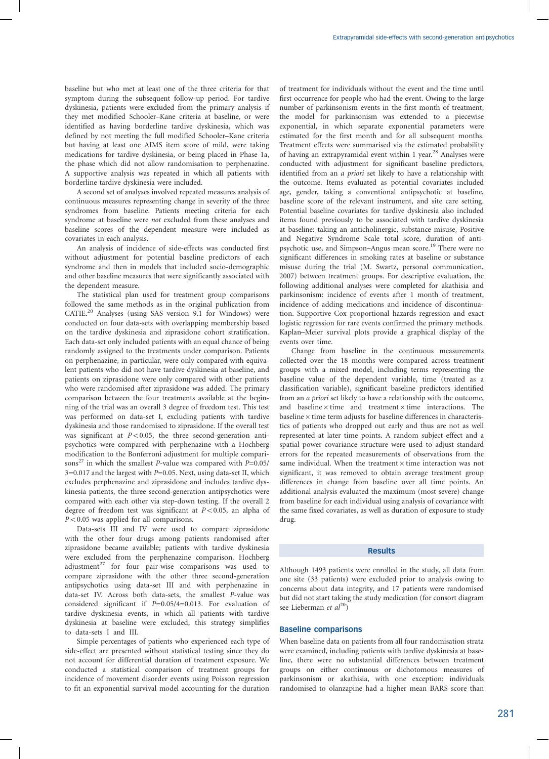baseline but who met at least one of the three criteria for that symptom during the subsequent follow-up period. For tardive dyskinesia, patients were excluded from the primary analysis if they met modified Schooler–Kane criteria at baseline, or were identified as having borderline tardive dyskinesia, which was defined by not meeting the full modified Schooler–Kane criteria but having at least one AIMS item score of mild, were taking medications for tardive dyskinesia, or being placed in Phase 1a, the phase which did not allow randomisation to perphenazine. A supportive analysis was repeated in which all patients with borderline tardive dyskinesia were included.

A second set of analyses involved repeated measures analysis of continuous measures representing change in severity of the three syndromes from baseline. Patients meeting criteria for each syndrome at baseline were *not* excluded from these analyses and baseline scores of the dependent measure were included as covariates in each analysis.

An analysis of incidence of side-effects was conducted first without adjustment for potential baseline predictors of each syndrome and then in models that included socio-demographic and other baseline measures that were significantly associated with the dependent measure.

The statistical plan used for treatment group comparisons followed the same methods as in the original publication from CATIE.[20] Analyses (using SAS version 9.1 for Windows) were conducted on four data-sets with overlapping membership based on the tardive dyskinesia and ziprasidone cohort stratification. Each data-set only included patients with an equal chance of being randomly assigned to the treatments under comparison. Patients on perphenazine, in particular, were only compared with equivalent patients who did not have tardive dyskinesia at baseline, and patients on ziprasidone were only compared with other patients who were randomised after ziprasidone was added. The primary comparison between the four treatments available at the beginning of the trial was an overall 3 degree of freedom test. This test was performed on data-set I, excluding patients with tardive dyskinesia and those randomised to ziprasidone. If the overall test was significant at $P<0.05$, the three second-generation antipsychotics were compared with perphenazine with a Hochberg modification to the Bonferroni adjustment for multiple comparisons[27] in which the smallest $P$-value was compared with $P=0.05/3=0.017$ and the largest with $P=0.05$. Next, using data-set II, which excludes perphenazine and ziprasidone and includes tardive dyskinesia patients, the three second-generation antipsychotics were compared with each other via step-down testing. If the overall 2 degree of freedom test was significant at $P<0.05$, an alpha of $P<0.05$ was applied for all comparisons.

Data-sets III and IV were used to compare ziprasidone with the other four drugs among patients randomised after ziprasidone became available; patients with tardive dyskinesia were excluded from the perphenazine comparison. Hochberg adjustment[27] for four pair-wise comparisons was used to compare ziprasidone with the other three second-generation antipsychotics using data-set III and with perphenazine in data-set IV. Across both data-sets, the smallest $P$-value was considered significant if $P=0.05/4=0.013$. For evaluation of tardive dyskinesia events, in which all patients with tardive dyskinesia at baseline were excluded, this strategy simplifies to data-sets I and III.

Simple percentages of patients who experienced each type of side-effect are presented without statistical testing since they do not account for differential duration of treatment exposure. We conducted a statistical comparison of treatment groups for incidence of movement disorder events using Poisson regression to fit an exponential survival model accounting for the duration of treatment for individuals without the event and the time until first occurrence for people who had the event. Owing to the large number of parkinsonism events in the first month of treatment, the model for parkinsonism was extended to a piecewise exponential, in which separate exponential parameters were estimated for the first month and for all subsequent months. Treatment effects were summarised via the estimated probability of having an extrapyramidal event within 1 year.[28] Analyses were conducted with adjustment for significant baseline predictors, identified from an *a priori* set likely to have a relationship with the outcome. Items evaluated as potential covariates included age, gender, taking a conventional antipsychotic at baseline, baseline score of the relevant instrument, and site care setting. Potential baseline covariates for tardive dyskinesia also included items found previously to be associated with tardive dyskinesia at baseline: taking an anticholinergic, substance misuse, Positive and Negative Syndrome Scale total score, duration of antipsychotic use, and Simpson–Angus mean score.[19] There were no significant differences in smoking rates at baseline or substance misuse during the trial (M. Swartz, personal communication, 2007) between treatment groups. For descriptive evaluation, the following additional analyses were completed for akathisia and parkinsonism: incidence of events after 1 month of treatment, incidence of adding medications and incidence of discontinuation. Supportive Cox proportional hazards regression and exact logistic regression for rare events confirmed the primary methods. Kaplan–Meier survival plots provide a graphical display of the events over time.

Change from baseline in the continuous measurements collected over the 18 months were compared across treatment groups with a mixed model, including terms representing the baseline value of the dependent variable, time (treated as a classification variable), significant baseline predictors identified from an *a priori* set likely to have a relationship with the outcome, and baseline × time and treatment × time interactions. The baseline × time term adjusts for baseline differences in characteristics of patients who dropped out early and thus are not as well represented at later time points. A random subject effect and a spatial power covariance structure were used to adjust standard errors for the repeated measurements of observations from the same individual. When the treatment × time interaction was not significant, it was removed to obtain average treatment group differences in change from baseline over all time points. An additional analysis evaluated the maximum (most severe) change from baseline for each individual using analysis of covariance with the same fixed covariates, as well as duration of exposure to study drug.

## Results

Although 1493 patients were enrolled in the study, all data from one site (33 patients) were excluded prior to analysis owing to concerns about data integrity, and 17 patients were randomised but did not start taking the study medication (for consort diagram see Lieberman *et al*[20])

### Baseline comparisons

When baseline data on patients from all four randomisation strata were examined, including patients with tardive dyskinesia at baseline, there were no substantial differences between treatment groups on either continuous or dichotomous measures of parkinsonism or akathisia, with one exception: individuals randomised to olanzapine had a higher mean BARS score than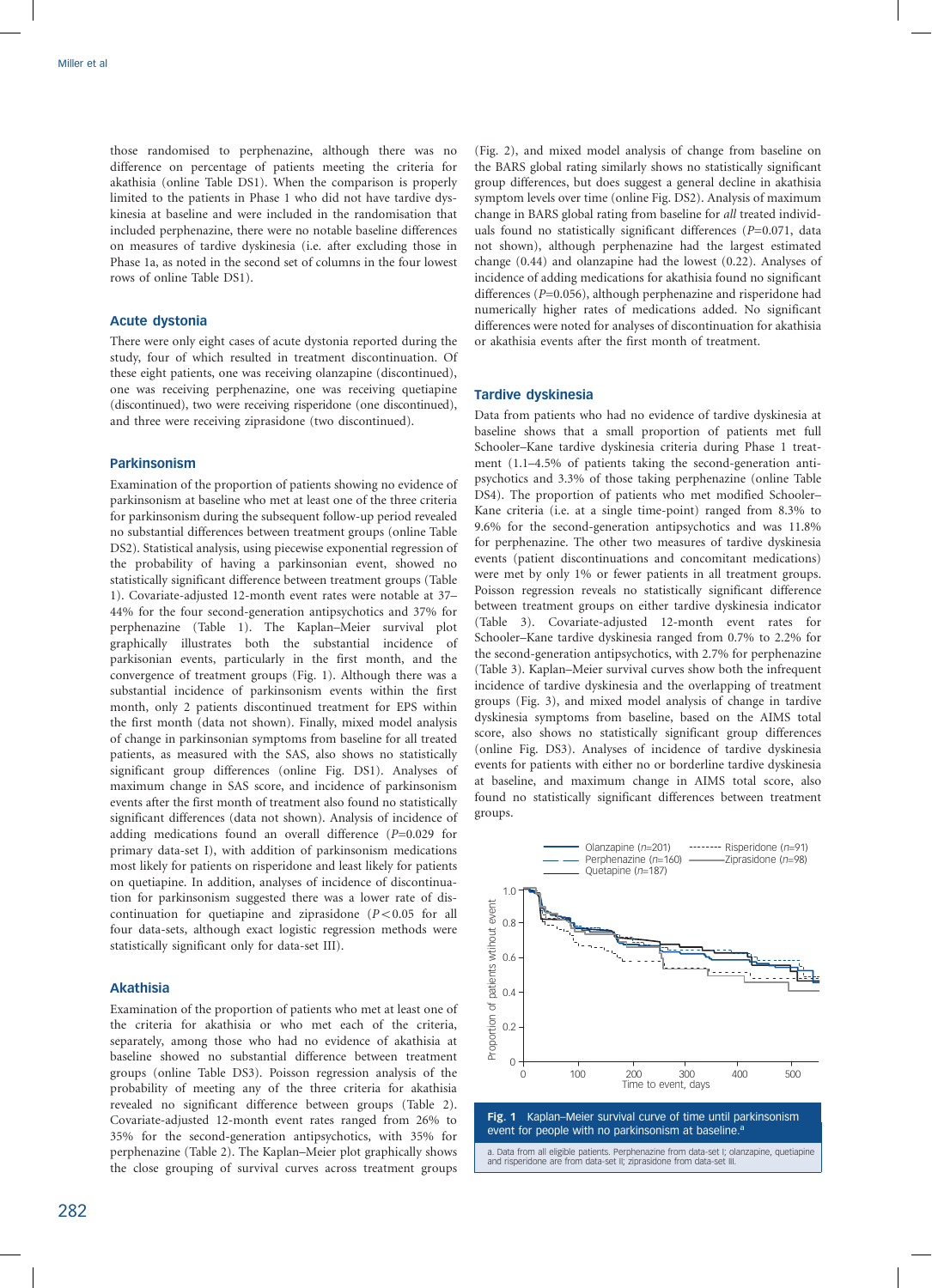those randomised to perphenazine, although there was no difference on percentage of patients meeting the criteria for akathisia (online Table DS1). When the comparison is properly limited to the patients in Phase 1 who did not have tardive dyskinesia at baseline and were included in the randomisation that included perphenazine, there were no notable baseline differences on measures of tardive dyskinesia (i.e. after excluding those in Phase 1a, as noted in the second set of columns in the four lowest rows of online Table DS1).

### Acute dystonia

There were only eight cases of acute dystonia reported during the study, four of which resulted in treatment discontinuation. Of these eight patients, one was receiving olanzapine (discontinued), one was receiving perphenazine, one was receiving quetiapine (discontinued), two were receiving risperidone (one discontinued), and three were receiving ziprasidone (two discontinued).

### Parkinsonism

Examination of the proportion of patients showing no evidence of parkinsonism at baseline who met at least one of the three criteria for parkinsonism during the subsequent follow-up period revealed no substantial differences between treatment groups (online Table DS2). Statistical analysis, using piecewise exponential regression of the probability of having a parkinsonian event, showed no statistically significant difference between treatment groups (Table 1). Covariate-adjusted 12-month event rates were notable at 37–44% for the four second-generation antipsychotics and 37% for perphenazine (Table 1). The Kaplan–Meier survival plot graphically illustrates both the substantial incidence of parkisonian events, particularly in the first month, and the convergence of treatment groups (Fig. 1). Although there was a substantial incidence of parkinsonism events within the first month, only 2 patients discontinued treatment for EPS within the first month (data not shown). Finally, mixed model analysis of change in parkinsonian symptoms from baseline for all treated patients, as measured with the SAS, also shows no statistically significant group differences (online Fig. DS1). Analyses of maximum change in SAS score, and incidence of parkinsonism events after the first month of treatment also found no statistically significant differences (data not shown). Analysis of incidence of adding medications found an overall difference ($P$=0.029 for primary data-set I), with addition of parkinsonism medications most likely for patients on risperidone and least likely for patients on quetiapine. In addition, analyses of incidence of discontinuation for parkinsonism suggested there was a lower rate of discontinuation for quetiapine and ziprasidone ($P<0.05$ for all four data-sets, although exact logistic regression methods were statistically significant only for data-set III).

### Akathisia

Examination of the proportion of patients who met at least one of the criteria for akathisia or who met each of the criteria, separately, among those who had no evidence of akathisia at baseline showed no substantial difference between treatment groups (online Table DS3). Poisson regression analysis of the probability of meeting any of the three criteria for akathisia revealed no significant difference between groups (Table 2). Covariate-adjusted 12-month event rates ranged from 26% to 35% for the second-generation antipsychotics, with 35% for perphenazine (Table 2). The Kaplan–Meier plot graphically shows the close grouping of survival curves across treatment groups (Fig. 2), and mixed model analysis of change from baseline on the BARS global rating similarly shows no statistically significant group differences, but does suggest a general decline in akathisia symptom levels over time (online Fig. DS2). Analysis of maximum change in BARS global rating from baseline for *all* treated individuals found no statistically significant differences ($P$=0.071, data not shown), although perphenazine had the largest estimated change (0.44) and olanzapine had the lowest (0.22). Analyses of incidence of adding medications for akathisia found no significant differences ($P$=0.056), although perphenazine and risperidone had numerically higher rates of medications added. No significant differences were noted for analyses of discontinuation for akathisia or akathisia events after the first month of treatment.

### Tardive dyskinesia

Data from patients who had no evidence of tardive dyskinesia at baseline shows that a small proportion of patients met full Schooler–Kane tardive dyskinesia criteria during Phase 1 treatment (1.1–4.5% of patients taking the second-generation antipsychotics and 3.3% of those taking perphenazine (online Table DS4). The proportion of patients who met modified Schooler–Kane criteria (i.e. at a single time-point) ranged from 8.3% to 9.6% for the second-generation antipsychotics and was 11.8% for perphenazine. The other two measures of tardive dyskinesia events (patient discontinuations and concomitant medications) were met by only 1% or fewer patients in all treatment groups. Poisson regression reveals no statistically significant difference between treatment groups on either tardive dyskinesia indicator (Table 3). Covariate-adjusted 12-month event rates for Schooler–Kane tardive dyskinesia ranged from 0.7% to 2.2% for the second-generation antipsychotics, with 2.7% for perphenazine (Table 3). Kaplan–Meier survival curves show both the infrequent incidence of tardive dyskinesia and the overlapping of treatment groups (Fig. 3), and mixed model analysis of change in tardive dyskinesia symptoms from baseline, based on the AIMS total score, also shows no statistically significant group differences (online Fig. DS3). Analyses of incidence of tardive dyskinesia events for patients with either no or borderline tardive dyskinesia at baseline, and maximum change in AIMS total score, also found no statistically significant differences between treatment groups.

**Fig. 1** Kaplan–Meier survival curve of time until parkinsonism event for people with no parkinsonism at baseline.[a]

a. Data from all eligible patients. Perphenazine from data-set I; olanzapine, quetiapine and risperidone are from data-set II; ziprasidone from data-set III.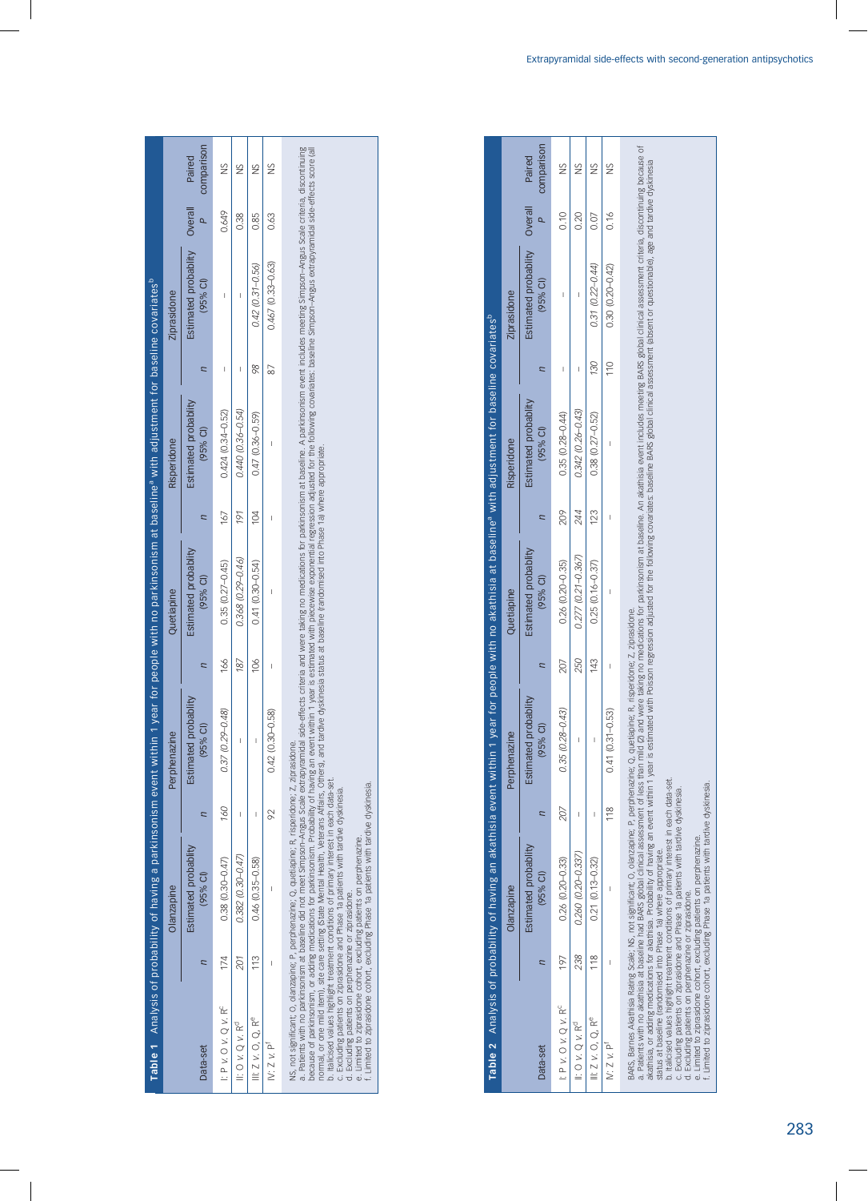**Table 1** Analysis of probability of having a parkinsonism event within 1 year for people with no parkinsonism at baseline[a] with adjustment for baseline covariates[b]

| Data-set | Olanzapine | | Perphenazine | | Quetiapine | | Risperidone | | Ziprasidone | | Overall | Paired |
|---|---|---|---|---|---|---|---|---|---|---|---|---|
| | *n* | Estimated probability (95% CI) | *n* | Estimated probability (95% CI) | *n* | Estimated probability (95% CI) | *n* | Estimated probability (95% CI) | *n* | Estimated probability (95% CI) | *P* | comparison |
| I: P v. O v. Q v. R[c] | 174 | 0.38 (0.30–0.47) | 160 | 0.37 (0.29–0.48) | 166 | 0.35 (0.27–0.45) | 167 | 0.424 (0.34–0.52) | – | – | 0.649 | NS |
| II: O v. Q v. R[d] | *201* | *0.382 (0.30–0.47)* | – | – | *187* | *0.368 (0.29–0.46)* | *191* | *0.440 (0.36–0.54)* | – | – | 0.38 | NS |
| III: Z v. O, Q, R[e] | 113 | 0.46 (0.35–0.58) | – | – | 106 | 0.41 (0.30–0.54) | 104 | 0.47 (0.36–0.59) | *98* | *0.42 (0.31–0.56)* | 0.85 | NS |
| IV: Z v. P[f] | – | – | 92 | 0.42 (0.30–0.58) | – | – | – | – | 87 | *0.467 (0.33–0.63)* | 0.63 | NS |

NS, not significant; O, olanzapine; P, perphenazine; Q, quetiapine; R, risperidone; Z, ziprasidone.
a. Patients with no parkinsonism at baseline did not meet Simpson–Angus Scale extrapyramidal side-effects criteria and were taking no medications for parkinsonism at baseline. A parkinsonism event includes meeting Simpson–Angus Scale criteria, discontinuing because of parkinsonism, or adding medications for parkinsonism. Probability of having an event within 1 year is estimated with piecewise exponential regression adjusted for the following covariates: baseline Simpson–Angus extrapyramidal side-effects score (all normal, or one mild item), site care setting (State Mental Health, Veterans Affairs, Others), and tardive dyskinesia status at baseline (randomised into Phase 1a) where appropriate.
b. Italicised values highlight treatment conditions of primary interest in each data-set.
c. Excluding patients on ziprasidone and Phase 1a patients with tardive dyskinesia.
d. Excluding patients on perphenazine or ziprasidone.
e. Limited to ziprasidone cohort, excluding patients on perphenazine.
f. Limited to ziprasidone cohort, excluding Phase 1a patients with tardive dyskinesia.

**Table 2** Analysis of probability of having an akathisia event within 1 year for people with no akathisia at baseline[a] with adjustment for baseline covariates[b]

| Data-set | Olanzapine | | Perphenazine | | Quetiapine | | Risperidone | | Ziprasidone | | Overall | Paired |
|---|---|---|---|---|---|---|---|---|---|---|---|---|
| | *n* | Estimated probability (95% CI) | *n* | Estimated probability (95% CI) | *n* | Estimated probability (95% CI) | *n* | Estimated probability (95% CI) | *n* | Estimated probability (95% CI) | *P* | comparison |
| I: P v. O v. Q v. R[c] | 197 | 0.26 (0.20–0.33) | 207 | 0.35 (0.28–0.43) | 207 | 0.26 (0.20–0.35) | 209 | 0.35 (0.28–0.44) | – | – | 0.10 | NS |
| II: O v. Q v. R[d] | *238* | *0.260 (0.20–0.337)* | – | – | *250* | *0.277 (0.21–0.367)* | *244* | *0.342 (0.26–0.43)* | – | – | 0.20 | NS |
| III: Z v. O, Q, R[e] | 118 | 0.21 (0.13–0.32) | – | – | 143 | 0.25 (0.16–0.37) | 123 | 0.38 (0.27–0.52) | *130* | *0.31 (0.22–0.44)* | 0.07 | NS |
| IV: Z v. P[f] | – | – | 118 | 0.41 (0.31–0.53) | – | – | – | – | 110 | 0.30 (0.20–0.42) | 0.16 | NS |

BARS, Barnes Akathisia Rating Scale; NS, not significant; O, olanzapine; P, perphenazine; Q, quetiapine; R, risperidone; Z, ziprasidone.
a. Patients with no akathisia at baseline had BARS global clinical assessment of less than mild (2) and were taking no medications for parkinsonism at baseline. An akathisia event includes meeting BARS global clinical assessment criteria, discontinuing because of akathisia, or adding medications for akathisia. Probability of having an event within 1 year is estimated with Poisson regression adjusted for the following covariates: baseline BARS global clinical assessment (absent or questionable), age and tardive dyskinesia status at baseline (randomised into Phase 1a) where appropriate.
b. Italicised values highlight treatment conditions of primary interest in each data-set.
c. Excluding patients on ziprasidone and Phase 1a patients with tardive dyskinesia.
d. Excluding patients on perphenazine or ziprasidone.
e. Limited to ziprasidone cohort, excluding patients on perphenazine.
f. Limited to ziprasidone cohort, excluding Phase 1a patients with tardive dyskinesia.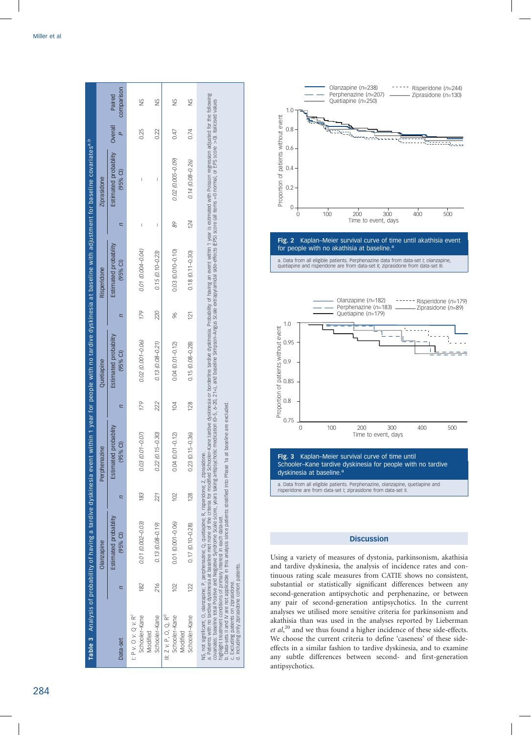**Table 3** Analysis of probability of having a tardive dyskinesia event within 1 year for people with no tardive dyskinesia at baseline with adjustment for baseline covariates[a,b]

| Data-set | Olanzapine | | Perphenazine | | Quetiapine | | Risperidone | | Ziprasidone | | Overall *P* | Paired comparison |
|---|---|---|---|---|---|---|---|---|---|---|---|---|
| | *n* | Estimated probability (95% CI) | *n* | Estimated probability (95% CI) | *n* | Estimated probability (95% CI) | *n* | Estimated probability (95% CI) | *n* | Estimated probability (95% CI) | | |
| I: P v. O v. Q v. R[c] | | | | | | | | | | | | |
| Schooler–Kane Modified | *182* | *0.01 (0.002–0.03)* | *183* | *0.03 (0.01–0.07)* | *179* | *0.02 (0.001–0.06)* | *179* | *0.01 (0.004–0.04)* | – | – | 0.25 | NS |
| Schooler–Kane | *216* | *0.13 (0.08–0.19)* | *221* | *0.22 (0.15–0.30)* | *222* | *0.13 (0.08–0.21)* | *220* | *0.15 (0.10–0.23)* | – | – | 0.22 | NS |
| III: Z v. P, O, Q, R[d] | | | | | | | | | | | | |
| Schooler–Kane Modified | 102 | 0.01 (0.001–0.06) | 102 | 0.04 (0.01–0.12) | 104 | 0.04 (0.01–0.12) | 96 | 0.03 (0.010–0.10) | *89* | *0.02 (0.005–0.09)* | 0.47 | NS |
| Schooler–Kane | 122 | 0.17 (0.10–0.28) | 128 | 0.23 (0.15–0.36) | 128 | 0.15 (0.08–0.28) | 121 | 0.18 (0.11–0.30) | *124* | *0.14 (0.08–0.26)* | 0.74 | NS |

NS, not significant; O, olanzapine; P, perphenazine; Q, quetiapine; R, risperidone; Z, ziprasidone.
a. Patients with no tardive dyskinesia at baseline met none of the criteria for modified Schooler–Kane tardive dyskinesia or borderline tardive dyskinesia. Probability of having an event within 1 year is estimated with Poisson regression adjusted for the following covariates: baseline total Positive and Negative Syndrome Scale score, years taking antipsychotic medication (0–5, 6–20, 21+), and baseline Simpson–Angus Scale extrapyramidal side-effects (EPS) score (all items =0 normal, or EPS score >0). Italicised values highlight treatment conditions of primary interest in each data-set.
b. Data-sets II and IV are not applicable in this analysis since patients stratified into Phase 1a at baseline are excluded.
c. Excluding patients on ziprasidone.
d. Including only ziprasidone cohort patients.

**Fig. 2** Kaplan–Meier survival curve of time until akathisia event for people with no akathisia at baseline.[a]

a. Data from all eligible patients. Perphenazine data from data-set I; olanzapine, quetiapine and risperidone are from data-set II; ziprasidone from data-set III.

**Fig. 3** Kaplan–Meier survival curve of time until Schooler–Kane tardive dyskinesia for people with no tardive dyskinesia at baseline.[a]

a. Data from all eligible patients. Perphenazine, olanzapine, quetiapine and risperidone are from data-set I; ziprasidone from data-set II.

## Discussion

Using a variety of measures of dystonia, parkinsonism, akathisia and tardive dyskinesia, the analysis of incidence rates and continuous rating scale measures from CATIE shows no consistent, substantial or statistically significant differences between any second-generation antipsychotic and perphenazine, or between any pair of second-generation antipsychotics. In the current analyses we utilised more sensitive criteria for parkinsonism and akathisia than was used in the analyses reported by Lieberman *et al*,[20] and we thus found a higher incidence of these side-effects. We choose the current criteria to define 'caseness' of these side-effects in a similar fashion to tardive dyskinesia, and to examine any subtle differences between second- and first-generation antipsychotics.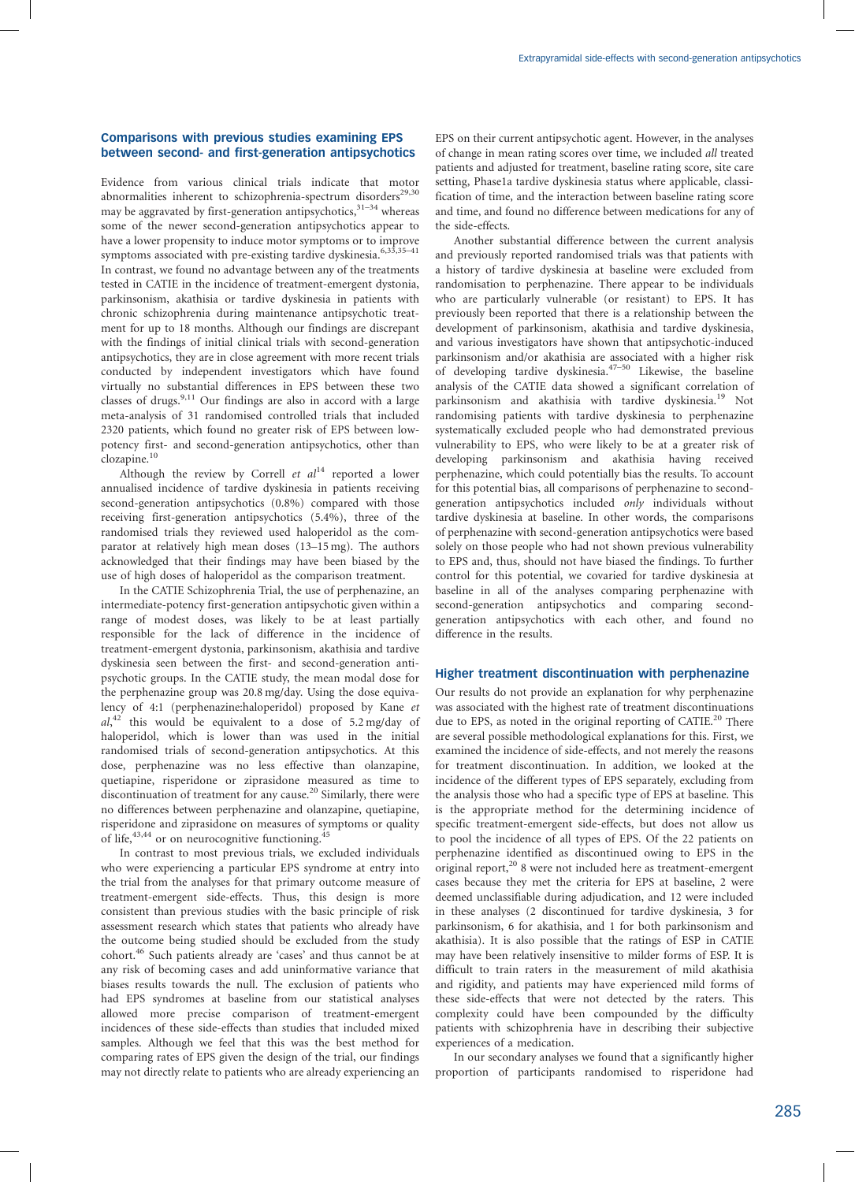### Comparisons with previous studies examining EPS between second- and first-generation antipsychotics

Evidence from various clinical trials indicate that motor abnormalities inherent to schizophrenia-spectrum disorders[29,30] may be aggravated by first-generation antipsychotics,[31–34] whereas some of the newer second-generation antipsychotics appear to have a lower propensity to induce motor symptoms or to improve symptoms associated with pre-existing tardive dyskinesia.[6,33,35–41] In contrast, we found no advantage between any of the treatments tested in CATIE in the incidence of treatment-emergent dystonia, parkinsonism, akathisia or tardive dyskinesia in patients with chronic schizophrenia during maintenance antipsychotic treatment for up to 18 months. Although our findings are discrepant with the findings of initial clinical trials with second-generation antipsychotics, they are in close agreement with more recent trials conducted by independent investigators which have found virtually no substantial differences in EPS between these two classes of drugs.[9,11] Our findings are also in accord with a large meta-analysis of 31 randomised controlled trials that included 2320 patients, which found no greater risk of EPS between low-potency first- and second-generation antipsychotics, other than clozapine.[10]

Although the review by Correll *et al*[14] reported a lower annualised incidence of tardive dyskinesia in patients receiving second-generation antipsychotics (0.8%) compared with those receiving first-generation antipsychotics (5.4%), three of the randomised trials they reviewed used haloperidol as the comparator at relatively high mean doses (13–15 mg). The authors acknowledged that their findings may have been biased by the use of high doses of haloperidol as the comparison treatment.

In the CATIE Schizophrenia Trial, the use of perphenazine, an intermediate-potency first-generation antipsychotic given within a range of modest doses, was likely to be at least partially responsible for the lack of difference in the incidence of treatment-emergent dystonia, parkinsonism, akathisia and tardive dyskinesia seen between the first- and second-generation antipsychotic groups. In the CATIE study, the mean modal dose for the perphenazine group was 20.8 mg/day. Using the dose equivalency of 4:1 (perphenazine:haloperidol) proposed by Kane *et al*,[42] this would be equivalent to a dose of 5.2 mg/day of haloperidol, which is lower than was used in the initial randomised trials of second-generation antipsychotics. At this dose, perphenazine was no less effective than olanzapine, quetiapine, risperidone or ziprasidone measured as time to discontinuation of treatment for any cause.[20] Similarly, there were no differences between perphenazine and olanzapine, quetiapine, risperidone and ziprasidone on measures of symptoms or quality of life,[43,44] or on neurocognitive functioning.[45]

In contrast to most previous trials, we excluded individuals who were experiencing a particular EPS syndrome at entry into the trial from the analyses for that primary outcome measure of treatment-emergent side-effects. Thus, this design is more consistent than previous studies with the basic principle of risk assessment research which states that patients who already have the outcome being studied should be excluded from the study cohort.[46] Such patients already are 'cases' and thus cannot be at any risk of becoming cases and add uninformative variance that biases results towards the null. The exclusion of patients who had EPS syndromes at baseline from our statistical analyses allowed more precise comparison of treatment-emergent incidences of these side-effects than studies that included mixed samples. Although we feel that this was the best method for comparing rates of EPS given the design of the trial, our findings may not directly relate to patients who are already experiencing an EPS on their current antipsychotic agent. However, in the analyses of change in mean rating scores over time, we included *all* treated patients and adjusted for treatment, baseline rating score, site care setting, Phase1a tardive dyskinesia status where applicable, classification of time, and the interaction between baseline rating score and time, and found no difference between medications for any of the side-effects.

Another substantial difference between the current analysis and previously reported randomised trials was that patients with a history of tardive dyskinesia at baseline were excluded from randomisation to perphenazine. There appear to be individuals who are particularly vulnerable (or resistant) to EPS. It has previously been reported that there is a relationship between the development of parkinsonism, akathisia and tardive dyskinesia, and various investigators have shown that antipsychotic-induced parkinsonism and/or akathisia are associated with a higher risk of developing tardive dyskinesia.[47–50] Likewise, the baseline analysis of the CATIE data showed a significant correlation of parkinsonism and akathisia with tardive dyskinesia.[19] Not randomising patients with tardive dyskinesia to perphenazine systematically excluded people who had demonstrated previous vulnerability to EPS, who were likely to be at a greater risk of developing parkinsonism and akathisia having received perphenazine, which could potentially bias the results. To account for this potential bias, all comparisons of perphenazine to second-generation antipsychotics included *only* individuals without tardive dyskinesia at baseline. In other words, the comparisons of perphenazine with second-generation antipsychotics were based solely on those people who had not shown previous vulnerability to EPS and, thus, should not have biased the findings. To further control for this potential, we covaried for tardive dyskinesia at baseline in all of the analyses comparing perphenazine with second-generation antipsychotics and comparing second-generation antipsychotics with each other, and found no difference in the results.

### Higher treatment discontinuation with perphenazine

Our results do not provide an explanation for why perphenazine was associated with the highest rate of treatment discontinuations due to EPS, as noted in the original reporting of CATIE.[20] There are several possible methodological explanations for this. First, we examined the incidence of side-effects, and not merely the reasons for treatment discontinuation. In addition, we looked at the incidence of the different types of EPS separately, excluding from the analysis those who had a specific type of EPS at baseline. This is the appropriate method for the determining incidence of specific treatment-emergent side-effects, but does not allow us to pool the incidence of all types of EPS. Of the 22 patients on perphenazine identified as discontinued owing to EPS in the original report,[20] 8 were not included here as treatment-emergent cases because they met the criteria for EPS at baseline, 2 were deemed unclassifiable during adjudication, and 12 were included in these analyses (2 discontinued for tardive dyskinesia, 3 for parkinsonism, 6 for akathisia, and 1 for both parkinsonism and akathisia). It is also possible that the ratings of ESP in CATIE may have been relatively insensitive to milder forms of ESP. It is difficult to train raters in the measurement of mild akathisia and rigidity, and patients may have experienced mild forms of these side-effects that were not detected by the raters. This complexity could have been compounded by the difficulty patients with schizophrenia have in describing their subjective experiences of a medication.

In our secondary analyses we found that a significantly higher proportion of participants randomised to risperidone had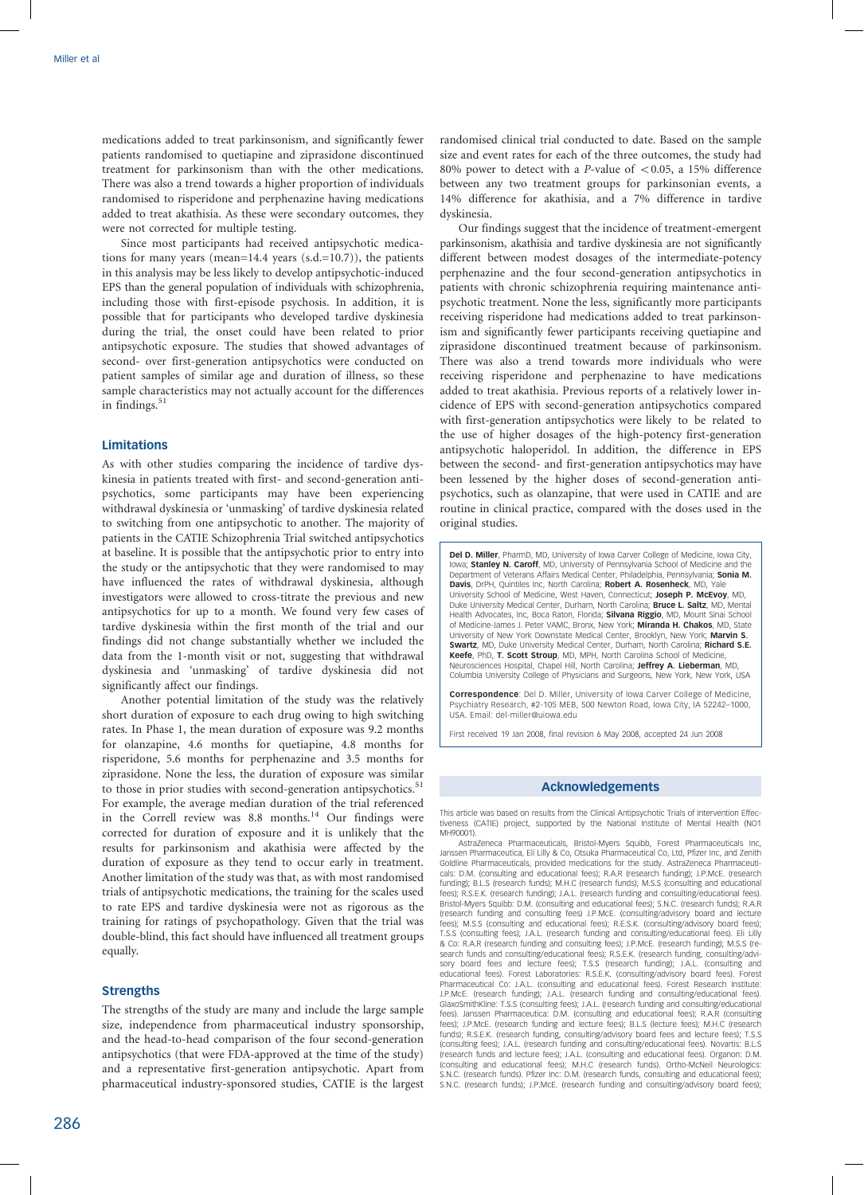medications added to treat parkinsonism, and significantly fewer patients randomised to quetiapine and ziprasidone discontinued treatment for parkinsonism than with the other medications. There was also a trend towards a higher proportion of individuals randomised to risperidone and perphenazine having medications added to treat akathisia. As these were secondary outcomes, they were not corrected for multiple testing.

Since most participants had received antipsychotic medications for many years (mean=14.4 years (s.d.=10.7)), the patients in this analysis may be less likely to develop antipsychotic-induced EPS than the general population of individuals with schizophrenia, including those with first-episode psychosis. In addition, it is possible that for participants who developed tardive dyskinesia during the trial, the onset could have been related to prior antipsychotic exposure. The studies that showed advantages of second- over first-generation antipsychotics were conducted on patient samples of similar age and duration of illness, so these sample characteristics may not actually account for the differences in findings.[51]

### Limitations

As with other studies comparing the incidence of tardive dyskinesia in patients treated with first- and second-generation antipsychotics, some participants may have been experiencing withdrawal dyskinesia or 'unmasking' of tardive dyskinesia related to switching from one antipsychotic to another. The majority of patients in the CATIE Schizophrenia Trial switched antipsychotics at baseline. It is possible that the antipsychotic prior to entry into the study or the antipsychotic that they were randomised to may have influenced the rates of withdrawal dyskinesia, although investigators were allowed to cross-titrate the previous and new antipsychotics for up to a month. We found very few cases of tardive dyskinesia within the first month of the trial and our findings did not change substantially whether we included the data from the 1-month visit or not, suggesting that withdrawal dyskinesia and 'unmasking' of tardive dyskinesia did not significantly affect our findings.

Another potential limitation of the study was the relatively short duration of exposure to each drug owing to high switching rates. In Phase 1, the mean duration of exposure was 9.2 months for olanzapine, 4.6 months for quetiapine, 4.8 months for risperidone, 5.6 months for perphenazine and 3.5 months for ziprasidone. None the less, the duration of exposure was similar to those in prior studies with second-generation antipsychotics.[51] For example, the average median duration of the trial referenced in the Correll review was 8.8 months.[14] Our findings were corrected for duration of exposure and it is unlikely that the results for parkinsonism and akathisia were affected by the duration of exposure as they tend to occur early in treatment. Another limitation of the study was that, as with most randomised trials of antipsychotic medications, the training for the scales used to rate EPS and tardive dyskinesia were not as rigorous as the training for ratings of psychopathology. Given that the trial was double-blind, this fact should have influenced all treatment groups equally.

### Strengths

The strengths of the study are many and include the large sample size, independence from pharmaceutical industry sponsorship, and the head-to-head comparison of the four second-generation antipsychotics (that were FDA-approved at the time of the study) and a representative first-generation antipsychotic. Apart from pharmaceutical industry-sponsored studies, CATIE is the largest randomised clinical trial conducted to date. Based on the sample size and event rates for each of the three outcomes, the study had 80% power to detect with a *P*-value of $<0.05$, a 15% difference between any two treatment groups for parkinsonian events, a 14% difference for akathisia, and a 7% difference in tardive dyskinesia.

Our findings suggest that the incidence of treatment-emergent parkinsonism, akathisia and tardive dyskinesia are not significantly different between modest dosages of the intermediate-potency perphenazine and the four second-generation antipsychotics in patients with chronic schizophrenia requiring maintenance antipsychotic treatment. None the less, significantly more participants receiving risperidone had medications added to treat parkinsonism and significantly fewer participants receiving quetiapine and ziprasidone discontinued treatment because of parkinsonism. There was also a trend towards more individuals who were receiving risperidone and perphenazine to have medications added to treat akathisia. Previous reports of a relatively lower incidence of EPS with second-generation antipsychotics compared with first-generation antipsychotics were likely to be related to the use of higher dosages of the high-potency first-generation antipsychotic haloperidol. In addition, the difference in EPS between the second- and first-generation antipsychotics may have been lessened by the higher doses of second-generation antipsychotics, such as olanzapine, that were used in CATIE and are routine in clinical practice, compared with the doses used in the original studies.

**Del D. Miller**, PharmD, MD, University of Iowa Carver College of Medicine, Iowa City, Iowa; **Stanley N. Caroff**, MD, University of Pennsylvania School of Medicine and the Department of Veterans Affairs Medical Center, Philadelphia, Pennsylvania; **Sonia M. Davis**, DrPH, Quintiles Inc, North Carolina; **Robert A. Rosenheck**, MD, Yale University School of Medicine, West Haven, Connecticut; **Joseph P. McEvoy**, MD, Duke University Medical Center, Durham, North Carolina; **Bruce L. Saltz**, MD, Mental Health Advocates, Inc, Boca Raton, Florida; **Silvana Riggio**, MD, Mount Sinai School of Medicine-James J. Peter VAMC, Bronx, New York; **Miranda H. Chakos**, MD, State University of New York Downstate Medical Center, Brooklyn, New York; **Marvin S. Swartz**, MD, Duke University Medical Center, Durham, North Carolina; **Richard S.E. Keefe**, PhD, **T. Scott Stroup**, MD, MPH, North Carolina School of Medicine, Neurosciences Hospital, Chapel Hill, North Carolina; **Jeffrey A. Lieberman**, MD, Columbia University College of Physicians and Surgeons, New York, New York, USA

**Correspondence**: Del D. Miller, University of Iowa Carver College of Medicine, Psychiatry Research, #2-105 MEB, 500 Newton Road, Iowa City, IA 52242–1000, USA. Email: del-miller@uiowa.edu

First received 19 Jan 2008, final revision 6 May 2008, accepted 24 Jun 2008

## Acknowledgements

This article was based on results from the Clinical Antipsychotic Trials of Intervention Effectiveness (CATIE) project, supported by the National Institute of Mental Health (NO1 MH90001).

AstraZeneca Pharmaceuticals, Bristol-Myers Squibb, Forest Pharmaceuticals Inc, Janssen Pharmaceutica, Eli Lilly & Co, Otsuka Pharmaceutical Co, Ltd, Pfizer Inc, and Zenith Goldline Pharmaceuticals, provided medications for the study. AstraZeneca Pharmaceuticals: D.M. (consulting and educational fees); R.A.R (research funding); J.P.McE. (research funding); B.L.S (research funds); M.H.C (research funds); M.S.S (consulting and educational fees); R.S.E.K. (research funding); J.A.L. (research funding and consulting/educational fees). Bristol-Myers Squibb: D.M. (consulting and educational fees); S.N.C. (research funds); R.A.R (research funding and consulting fees) J.P.McE. (consulting/advisory board and lecture fees); M.S.S (consulting and educational fees); R.E.S.K. (consulting/advisory board fees); T.S.S (consulting fees); J.A.L. (research funding and consulting/educational fees). Eli Lilly & Co: R.A.R (research funding and consulting fees); J.P.McE. (research funding); M.S.S (research funds and consulting/educational fees); R.S.E.K. (research funding, consulting/advisory board fees and lecture fees); T.S.S (research funding); J.A.L. (consulting and educational fees). Forest Laboratories: R.S.E.K. (consulting/advisory board fees). Forest Pharmaceutical Co: J.A.L. (consulting and educational fees). Forest Research Institute: J.P.McE. (research funding); J.A.L. (research funding and consulting/educational fees). GlaxoSmithKline: T.S.S (consulting fees); J.A.L. (research funding and consulting/educational fees). Janssen Pharmaceutica: D.M. (consulting and educational fees); R.A.R (consulting fees); J.P.McE. (research funding and lecture fees); B.L.S (lecture fees); M.H.C (research funds); R.S.E.K. (research funding, consulting/advisory board fees and lecture fees); T.S.S (consulting fees); J.A.L. (research funding and consulting/educational fees). Novartis: B.L.S (research funds and lecture fees); J.A.L. (consulting and educational fees). Organon: D.M. (consulting and educational fees); M.H.C (research funds). Ortho-McNeil Neurologics: S.N.C. (research funds). Pfizer Inc: D.M. (research funds, consulting and educational fees); S.N.C. (research funds); J.P.McE. (research funding and consulting/advisory board fees);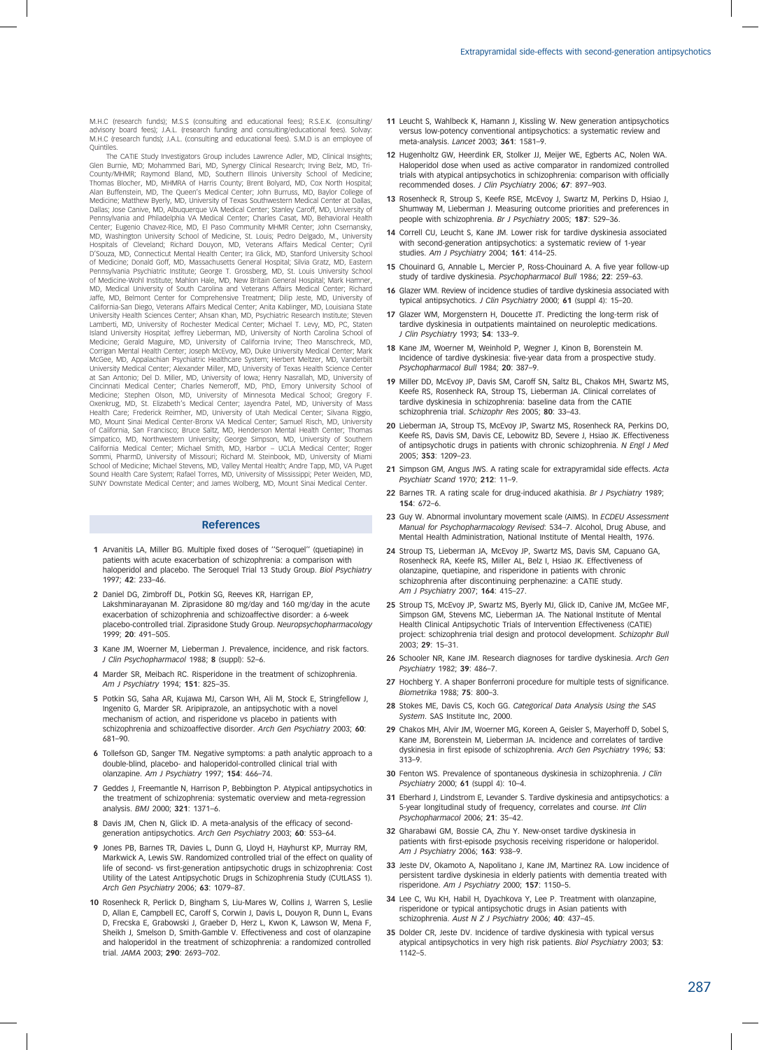M.H.C (research funds); M.S.S (consulting and educational fees); R.S.E.K. (consulting/advisory board fees); J.A.L. (research funding and consulting/educational fees). Solvay: M.H.C (research funds); J.A.L. (consulting and educational fees). S.M.D is an employee of Quintiles.

The CATIE Study Investigators Group includes Lawrence Adler, MD, Clinical Insights; Glen Burnie, MD; Mohammed Bari, MD, Synergy Clinical Research; Irving Belz, MD, Tri-County/MHMR; Raymond Bland, MD, Southern Illinois University School of Medicine; Thomas Blocher, MD, MHMRA of Harris County; Brent Bolyard, MD, Cox North Hospital; Alan Buffenstein, MD, The Queen's Medical Center; John Burruss, MD, Baylor College of Medicine; Matthew Byerly, MD, University of Texas Southwestern Medical Center at Dallas, Dallas; Jose Canive, MD, Albuquerque VA Medical Center; Stanley Caroff, MD, University of Pennsylvania and Philadelphia VA Medical Center; Charles Casat, MD, Behavioral Health Center; Eugenio Chavez-Rice, MD, El Paso Community MHMR Center; John Csernansky, MD, Washington University School of Medicine, St. Louis; Pedro Delgado, M., University Hospitals of Cleveland; Richard Douyon, MD, Veterans Affairs Medical Center; Cyril D'Souza, MD, Connecticut Mental Health Center; Ira Glick, MD, Stanford University School of Medicine; Donald Goff, MD, Massachusetts General Hospital; Silvia Gratz, MD, Eastern Pennsylvania Psychiatric Institute; George T. Grossberg, MD, St. Louis University School of Medicine-Wohl Institute; Mahlon Hale, MD, New Britain General Hospital; Mark Hamner, MD, Medical University of South Carolina and Veterans Affairs Medical Center; Richard Jaffe, MD, Belmont Center for Comprehensive Treatment; Dilip Jeste, MD, University of California-San Diego, Veterans Affairs Medical Center; Anita Kablinger, MD, Louisiana State University Health Sciences Center; Ahsan Khan, MD, Psychiatric Research Institute; Steven Lamberti, MD, University of Rochester Medical Center; Michael T. Levy, MD, PC, Staten Island University Hospital; Jeffrey Lieberman, MD, University of North Carolina School of Medicine; Gerald Maguire, MD, University of California Irvine; Theo Manschreck, MD, Corrigan Mental Health Center; Joseph McEvoy, MD, Duke University Medical Center; Mark McGee, MD, Appalachian Psychiatric Healthcare System; Herbert Meltzer, MD, Vanderbilt University Medical Center; Alexander Miller, MD, University of Texas Health Science Center at San Antonio; Del D. Miller, MD, University of Iowa; Henry Nasrallah, MD, University of Cincinnati Medical Center; Charles Nemeroff, MD, PhD, Emory University School of Medicine; Stephen Olson, MD, University of Minnesota Medical School; Gregory F. Oxenkrug, MD, St. Elizabeth's Medical Center; Jayendra Patel, MD, University of Mass Health Care; Frederick Reimher, MD, University of Utah Medical Center; Silvana Riggio, MD, Mount Sinai Medical Center-Bronx VA Medical Center; Samuel Risch, MD, University of California, San Francisco; Bruce Saltz, MD, Henderson Mental Health Center; Thomas Simpatico, MD, Northwestern University; George Simpson, MD, University of Southern California Medical Center; Michael Smith, MD, Harbor – UCLA Medical Center; Roger Sommi, PharmD, University of Missouri; Richard M. Steinbook, MD, University of Miami School of Medicine; Michael Stevens, MD, Valley Mental Health; Andre Tapp, MD, VA Puget Sound Health Care System; Rafael Torres, MD, University of Mississippi; Peter Weiden, MD, SUNY Downstate Medical Center; and James Wolberg, MD, Mount Sinai Medical Center.

## References

1. Arvanitis LA, Miller BG. Multiple fixed doses of ''Seroquel'' (quetiapine) in patients with acute exacerbation of schizophrenia: a comparison with haloperidol and placebo. The Seroquel Trial 13 Study Group. *Biol Psychiatry* 1997; **42**: 233–46.
2. Daniel DG, Zimbroff DL, Potkin SG, Reeves KR, Harrigan EP, Lakshminarayanan M. Ziprasidone 80 mg/day and 160 mg/day in the acute exacerbation of schizophrenia and schizoaffective disorder: a 6-week placebo-controlled trial. Ziprasidone Study Group. *Neuropsychopharmacology* 1999; **20**: 491–505.
3. Kane JM, Woerner M, Lieberman J. Prevalence, incidence, and risk factors. *J Clin Psychopharmacol* 1988; **8** (suppl): 52–6.
4. Marder SR, Meibach RC. Risperidone in the treatment of schizophrenia. *Am J Psychiatry* 1994; **151**: 825–35.
5. Potkin SG, Saha AR, Kujawa MJ, Carson WH, Ali M, Stock E, Stringfellow J, Ingenito G, Marder SR. Aripiprazole, an antipsychotic with a novel mechanism of action, and risperidone vs placebo in patients with schizophrenia and schizoaffective disorder. *Arch Gen Psychiatry* 2003; **60**: 681–90.
6. Tollefson GD, Sanger TM. Negative symptoms: a path analytic approach to a double-blind, placebo- and haloperidol-controlled clinical trial with olanzapine. *Am J Psychiatry* 1997; **154**: 466–74.
7. Geddes J, Freemantle N, Harrison P, Bebbington P. Atypical antipsychotics in the treatment of schizophrenia: systematic overview and meta-regression analysis. *BMJ* 2000; **321**: 1371–6.
8. Davis JM, Chen N, Glick ID. A meta-analysis of the efficacy of second-generation antipsychotics. *Arch Gen Psychiatry* 2003; **60**: 553–64.
9. Jones PB, Barnes TR, Davies L, Dunn G, Lloyd H, Hayhurst KP, Murray RM, Markwick A, Lewis SW. Randomized controlled trial of the effect on quality of life of second- vs first-generation antipsychotic drugs in schizophrenia: Cost Utility of the Latest Antipsychotic Drugs in Schizophrenia Study (CUtLASS 1). *Arch Gen Psychiatry* 2006; **63**: 1079–87.
10. Rosenheck R, Perlick D, Bingham S, Liu-Mares W, Collins J, Warren S, Leslie D, Allan E, Campbell EC, Caroff S, Corwin J, Davis L, Douyon R, Dunn L, Evans D, Frecska E, Grabowski J, Graeber D, Herz L, Kwon K, Lawson W, Mena F, Sheikh J, Smelson D, Smith-Gamble V. Effectiveness and cost of olanzapine and haloperidol in the treatment of schizophrenia: a randomized controlled trial. *JAMA* 2003; **290**: 2693–702.
11. Leucht S, Wahlbeck K, Hamann J, Kissling W. New generation antipsychotics versus low-potency conventional antipsychotics: a systematic review and meta-analysis. *Lancet* 2003; **361**: 1581–9.
12. Hugenholtz GW, Heerdink ER, Stolker JJ, Meijer WE, Egberts AC, Nolen WA. Haloperidol dose when used as active comparator in randomized controlled trials with atypical antipsychotics in schizophrenia: comparison with officially recommended doses. *J Clin Psychiatry* 2006; **67**: 897–903.
13. Rosenheck R, Stroup S, Keefe RSE, McEvoy J, Swartz M, Perkins D, Hsiao J, Shumway M, Lieberman J. Measuring outcome priorities and preferences in people with schizophrenia. *Br J Psychiatry* 2005; **187**: 529–36.
14. Correll CU, Leucht S, Kane JM. Lower risk for tardive dyskinesia associated with second-generation antipsychotics: a systematic review of 1-year studies. *Am J Psychiatry* 2004; **161**: 414–25.
15. Chouinard G, Annable L, Mercier P, Ross-Chouinard A. A five year follow-up study of tardive dyskinesia. *Psychopharmacol Bull* 1986; **22**: 259–63.
16. Glazer WM. Review of incidence studies of tardive dyskinesia associated with typical antipsychotics. *J Clin Psychiatry* 2000; **61** (suppl 4): 15–20.
17. Glazer WM, Morgenstern H, Doucette JT. Predicting the long-term risk of tardive dyskinesia in outpatients maintained on neuroleptic medications. *J Clin Psychiatry* 1993; **54**: 133–9.
18. Kane JM, Woerner M, Weinhold P, Wegner J, Kinon B, Borenstein M. Incidence of tardive dyskinesia: five-year data from a prospective study. *Psychopharmacol Bull* 1984; **20**: 387–9.
19. Miller DD, McEvoy JP, Davis SM, Caroff SN, Saltz BL, Chakos MH, Swartz MS, Keefe RS, Rosenheck RA, Stroup TS, Lieberman JA. Clinical correlates of tardive dyskinesia in schizophrenia: baseline data from the CATIE schizophrenia trial. *Schizophr Res* 2005; **80**: 33–43.
20. Lieberman JA, Stroup TS, McEvoy JP, Swartz MS, Rosenheck RA, Perkins DO, Keefe RS, Davis SM, Davis CE, Lebowitz BD, Severe J, Hsiao JK. Effectiveness of antipsychotic drugs in patients with chronic schizophrenia. *N Engl J Med* 2005; **353**: 1209–23.
21. Simpson GM, Angus JWS. A rating scale for extrapyramidal side effects. *Acta Psychiatr Scand* 1970; **212**: 11–9.
22. Barnes TR. A rating scale for drug-induced akathisia. *Br J Psychiatry* 1989; **154**: 672–6.
23. Guy W. Abnormal involuntary movement scale (AIMS). In *ECDEU Assessment Manual for Psychopharmacology Revised*: 534–7. Alcohol, Drug Abuse, and Mental Health Administration, National Institute of Mental Health, 1976.
24. Stroup TS, Lieberman JA, McEvoy JP, Swartz MS, Davis SM, Capuano GA, Rosenheck RA, Keefe RS, Miller AL, Belz I, Hsiao JK. Effectiveness of olanzapine, quetiapine, and risperidone in patients with chronic schizophrenia after discontinuing perphenazine: a CATIE study. *Am J Psychiatry* 2007; **164**: 415–27.
25. Stroup TS, McEvoy JP, Swartz MS, Byerly MJ, Glick ID, Canive JM, McGee MF, Simpson GM, Stevens MC, Lieberman JA. The National Institute of Mental Health Clinical Antipsychotic Trials of Intervention Effectiveness (CATIE) project: schizophrenia trial design and protocol development. *Schizophr Bull* 2003; **29**: 15–31.
26. Schooler NR, Kane JM. Research diagnoses for tardive dyskinesia. *Arch Gen Psychiatry* 1982; **39**: 486–7.
27. Hochberg Y. A sharper Bonferroni procedure for multiple tests of significance. *Biometrika* 1988; **75**: 800–3.
28. Stokes ME, Davis CS, Koch GG. *Categorical Data Analysis Using the SAS System*. SAS Institute Inc, 2000.
29. Chakos MH, Alvir JM, Woerner MG, Koreen A, Geisler S, Mayerhoff D, Sobel S, Kane JM, Borenstein M, Lieberman JA. Incidence and correlates of tardive dyskinesia in first episode of schizophrenia. *Arch Gen Psychiatry* 1996; **53**: 313–9.
30. Fenton WS. Prevalence of spontaneous dyskinesia in schizophrenia. *J Clin Psychiatry* 2000; **61** (suppl 4): 10–4.
31. Eberhard J, Lindstrom E, Levander S. Tardive dyskinesia and antipsychotics: a 5-year longitudinal study of frequency, correlates and course. *Int Clin Psychopharmacol* 2006; **21**: 35–42.
32. Gharabawi GM, Bossie CA, Zhu Y. New-onset tardive dyskinesia in patients with first-episode psychosis receiving risperidone or haloperidol. *Am J Psychiatry* 2006; **163**: 938–9.
33. Jeste DV, Okamoto A, Napolitano J, Kane JM, Martinez RA. Low incidence of persistent tardive dyskinesia in elderly patients with dementia treated with risperidone. *Am J Psychiatry* 2000; **157**: 1150–5.
34. Lee C, Wu KH, Habil H, Dyachkova Y, Lee P. Treatment with olanzapine, risperidone or typical antipsychotic drugs in Asian patients with schizophrenia. *Aust N Z J Psychiatry* 2006; **40**: 437–45.
35. Dolder CR, Jeste DV. Incidence of tardive dyskinesia with typical versus atypical antipsychotics in very high risk patients. *Biol Psychiatry* 2003; **53**: 1142–5.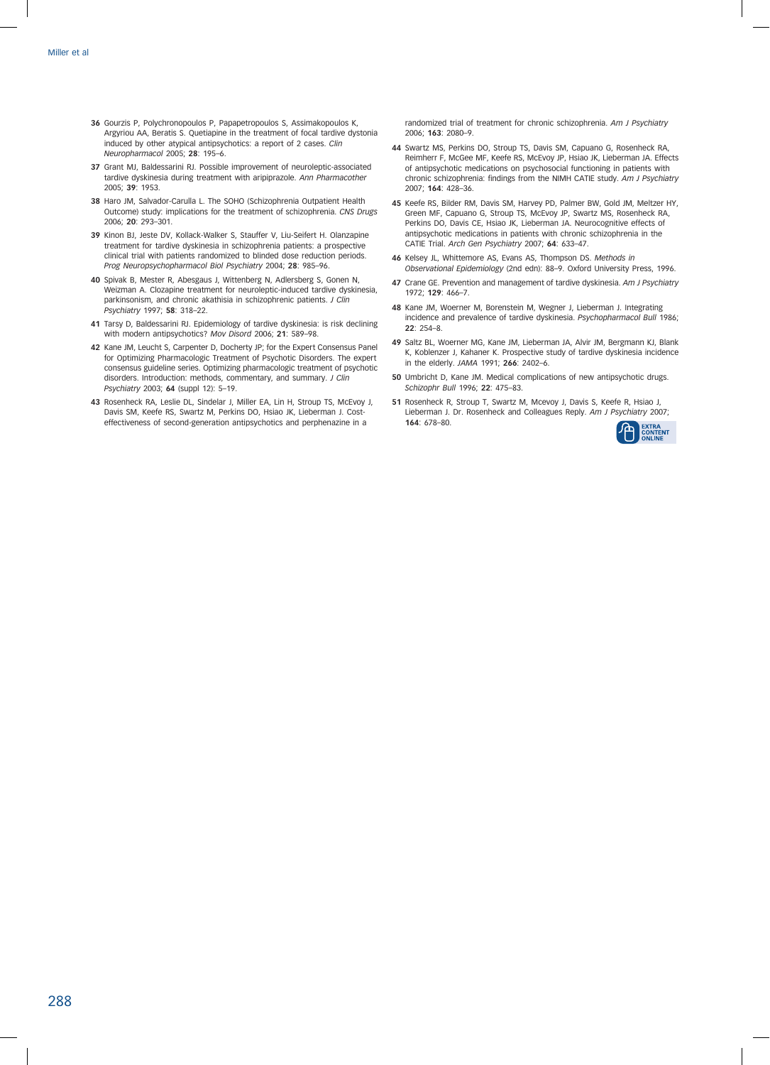36 Gourzis P, Polychronopoulos P, Papapetropoulos S, Assimakopoulos K, Argyriou AA, Beratis S. Quetiapine in the treatment of focal tardive dystonia induced by other atypical antipsychotics: a report of 2 cases. *Clin Neuropharmacol* 2005; **28**: 195–6.

37 Grant MJ, Baldessarini RJ. Possible improvement of neuroleptic-associated tardive dyskinesia during treatment with aripiprazole. *Ann Pharmacother* 2005; **39**: 1953.

38 Haro JM, Salvador-Carulla L. The SOHO (Schizophrenia Outpatient Health Outcome) study: implications for the treatment of schizophrenia. *CNS Drugs* 2006; **20**: 293–301.

39 Kinon BJ, Jeste DV, Kollack-Walker S, Stauffer V, Liu-Seifert H. Olanzapine treatment for tardive dyskinesia in schizophrenia patients: a prospective clinical trial with patients randomized to blinded dose reduction periods. *Prog Neuropsychopharmacol Biol Psychiatry* 2004; **28**: 985–96.

40 Spivak B, Mester R, Abesgaus J, Wittenberg N, Adlersberg S, Gonen N, Weizman A. Clozapine treatment for neuroleptic-induced tardive dyskinesia, parkinsonism, and chronic akathisia in schizophrenic patients. *J Clin Psychiatry* 1997; **58**: 318–22.

41 Tarsy D, Baldessarini RJ. Epidemiology of tardive dyskinesia: is risk declining with modern antipsychotics? *Mov Disord* 2006; **21**: 589–98.

42 Kane JM, Leucht S, Carpenter D, Docherty JP; for the Expert Consensus Panel for Optimizing Pharmacologic Treatment of Psychotic Disorders. The expert consensus guideline series. Optimizing pharmacologic treatment of psychotic disorders. Introduction: methods, commentary, and summary. *J Clin Psychiatry* 2003; **64** (suppl 12): 5–19.

43 Rosenheck RA, Leslie DL, Sindelar J, Miller EA, Lin H, Stroup TS, McEvoy J, Davis SM, Keefe RS, Swartz M, Perkins DO, Hsiao JK, Lieberman J. Cost-effectiveness of second-generation antipsychotics and perphenazine in a randomized trial of treatment for chronic schizophrenia. *Am J Psychiatry* 2006; **163**: 2080–9.

44 Swartz MS, Perkins DO, Stroup TS, Davis SM, Capuano G, Rosenheck RA, Reimherr F, McGee MF, Keefe RS, McEvoy JP, Hsiao JK, Lieberman JA. Effects of antipsychotic medications on psychosocial functioning in patients with chronic schizophrenia: findings from the NIMH CATIE study. *Am J Psychiatry* 2007; **164**: 428–36.

45 Keefe RS, Bilder RM, Davis SM, Harvey PD, Palmer BW, Gold JM, Meltzer HY, Green MF, Capuano G, Stroup TS, McEvoy JP, Swartz MS, Rosenheck RA, Perkins DO, Davis CE, Hsiao JK, Lieberman JA. Neurocognitive effects of antipsychotic medications in patients with chronic schizophrenia in the CATIE Trial. *Arch Gen Psychiatry* 2007; **64**: 633–47.

46 Kelsey JL, Whittemore AS, Evans AS, Thompson DS. *Methods in Observational Epidemiology* (2nd edn): 88–9. Oxford University Press, 1996.

47 Crane GE. Prevention and management of tardive dyskinesia. *Am J Psychiatry* 1972; **129**: 466–7.

48 Kane JM, Woerner M, Borenstein M, Wegner J, Lieberman J. Integrating incidence and prevalence of tardive dyskinesia. *Psychopharmacol Bull* 1986; **22**: 254–8.

49 Saltz BL, Woerner MG, Kane JM, Lieberman JA, Alvir JM, Bergmann KJ, Blank K, Koblenzer J, Kahaner K. Prospective study of tardive dyskinesia incidence in the elderly. *JAMA* 1991; **266**: 2402–6.

50 Umbricht D, Kane JM. Medical complications of new antipsychotic drugs. *Schizophr Bull* 1996; **22**: 475–83.

51 Rosenheck R, Stroup T, Swartz M, Mcevoy J, Davis S, Keefe R, Hsiao J, Lieberman J. Dr. Rosenheck and Colleagues Reply. *Am J Psychiatry* 2007; **164**: 678–80.

EXTRA CONTENT ONLINE